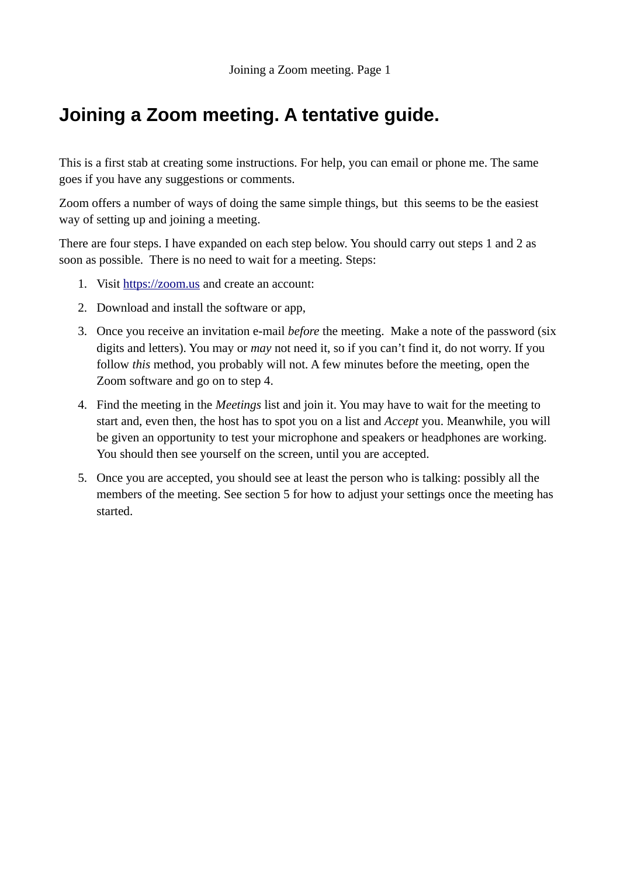# Joining a Zoom meeting. A tentative guide.

This is a first stab at creating some instructions. For help, you can email or phone me. The same goes if you have any suggestions or comments.

Zoom offers a number of ways of doing the same simple things, but this seems to be the easiest way of setting up and joining a meeting.

There are four steps. I have expanded on each step below. You should carry out steps 1 and 2 as soon as possible. There is no need to wait for a meeting. Steps:

1. Visit [https://zoom.us](https://zoom.us) and create an account:
2. Download and install the software or app,
3. Once you receive an invitation e-mail *before* the meeting. Make a note of the password (six digits and letters). You may or *may* not need it, so if you can't find it, do not worry. If you follow *this* method, you probably will not. A few minutes before the meeting, open the Zoom software and go on to step 4.
4. Find the meeting in the *Meetings* list and join it. You may have to wait for the meeting to start and, even then, the host has to spot you on a list and *Accept* you. Meanwhile, you will be given an opportunity to test your microphone and speakers or headphones are working. You should then see yourself on the screen, until you are accepted.
5. Once you are accepted, you should see at least the person who is talking: possibly all the members of the meeting. See section 5 for how to adjust your settings once the meeting has started.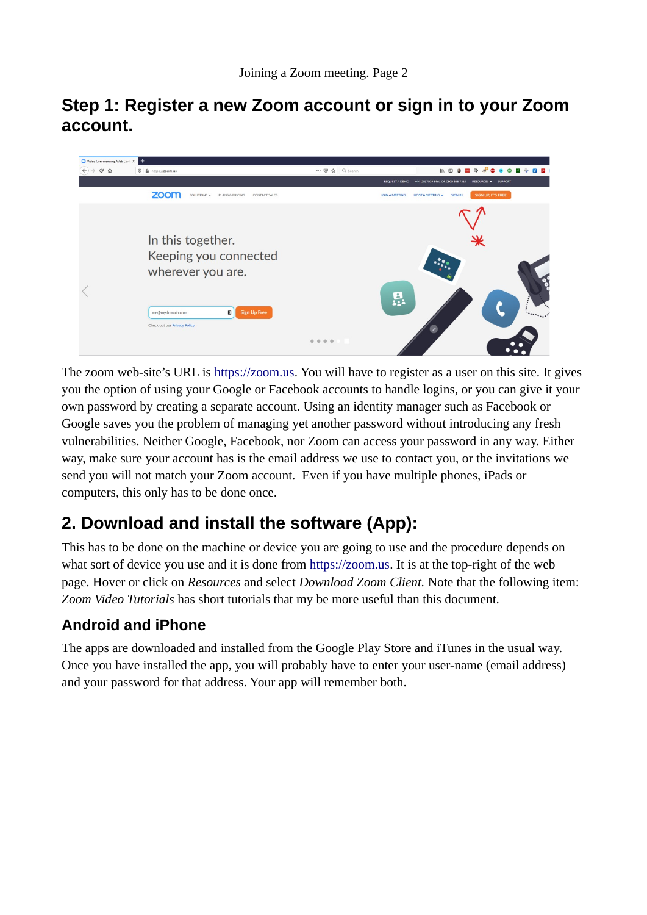## Step 1: Register a new Zoom account or sign in to your Zoom account.

The zoom web-site's URL is https://zoom.us. You will have to register as a user on this site. It gives you the option of using your Google or Facebook accounts to handle logins, or you can give it your own password by creating a separate account. Using an identity manager such as Facebook or Google saves you the problem of managing yet another password without introducing any fresh vulnerabilities. Neither Google, Facebook, nor Zoom can access your password in any way. Either way, make sure your account has is the email address we use to contact you, or the invitations we send you will not match your Zoom account. Even if you have multiple phones, iPads or computers, this only has to be done once.

## 2. Download and install the software (App):

This has to be done on the machine or device you are going to use and the procedure depends on what sort of device you use and it is done from https://zoom.us. It is at the top-right of the web page. Hover or click on *Resources* and select *Download Zoom Client.* Note that the following item: *Zoom Video Tutorials* has short tutorials that my be more useful than this document.

### Android and iPhone

The apps are downloaded and installed from the Google Play Store and iTunes in the usual way. Once you have installed the app, you will probably have to enter your user-name (email address) and your password for that address. Your app will remember both.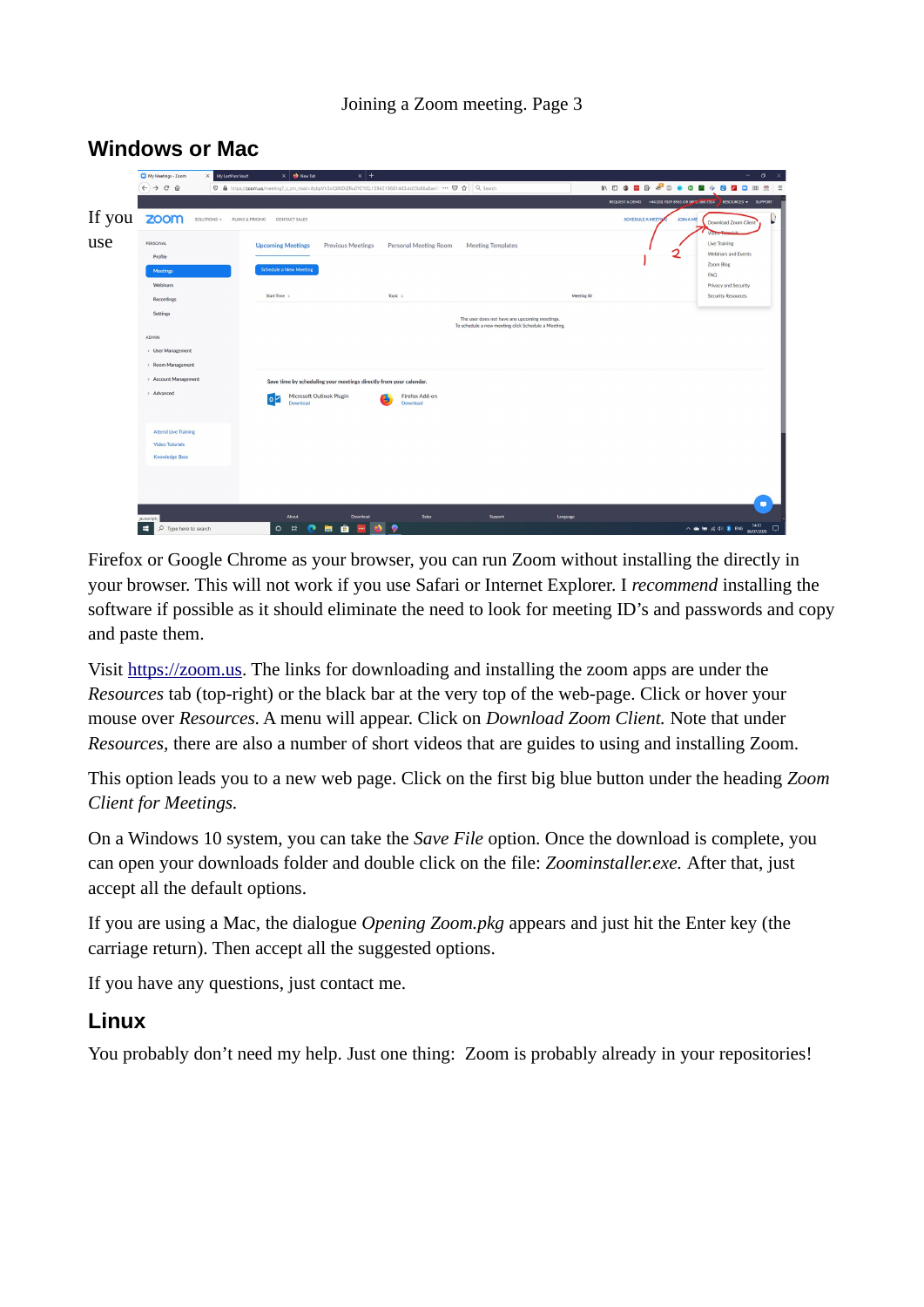## Windows or Mac

If you use Firefox or Google Chrome as your browser, you can run Zoom without installing the directly in your browser. This will not work if you use Safari or Internet Explorer. I *recommend* installing the software if possible as it should eliminate the need to look for meeting ID's and passwords and copy and paste them.

Visit https://zoom.us. The links for downloading and installing the zoom apps are under the *Resources* tab (top-right) or the black bar at the very top of the web-page. Click or hover your mouse over *Resources*. A menu will appear. Click on *Download Zoom Client.* Note that under *Resources*, there are also a number of short videos that are guides to using and installing Zoom.

This option leads you to a new web page. Click on the first big blue button under the heading *Zoom Client for Meetings*.

On a Windows 10 system, you can take the *Save File* option. Once the download is complete, you can open your downloads folder and double click on the file: *Zoominstaller.exe.* After that, just accept all the default options.

If you are using a Mac, the dialogue *Opening Zoom.pkg* appears and just hit the Enter key (the carriage return). Then accept all the suggested options.

If you have any questions, just contact me.

## Linux

You probably don't need my help. Just one thing: Zoom is probably already in your repositories!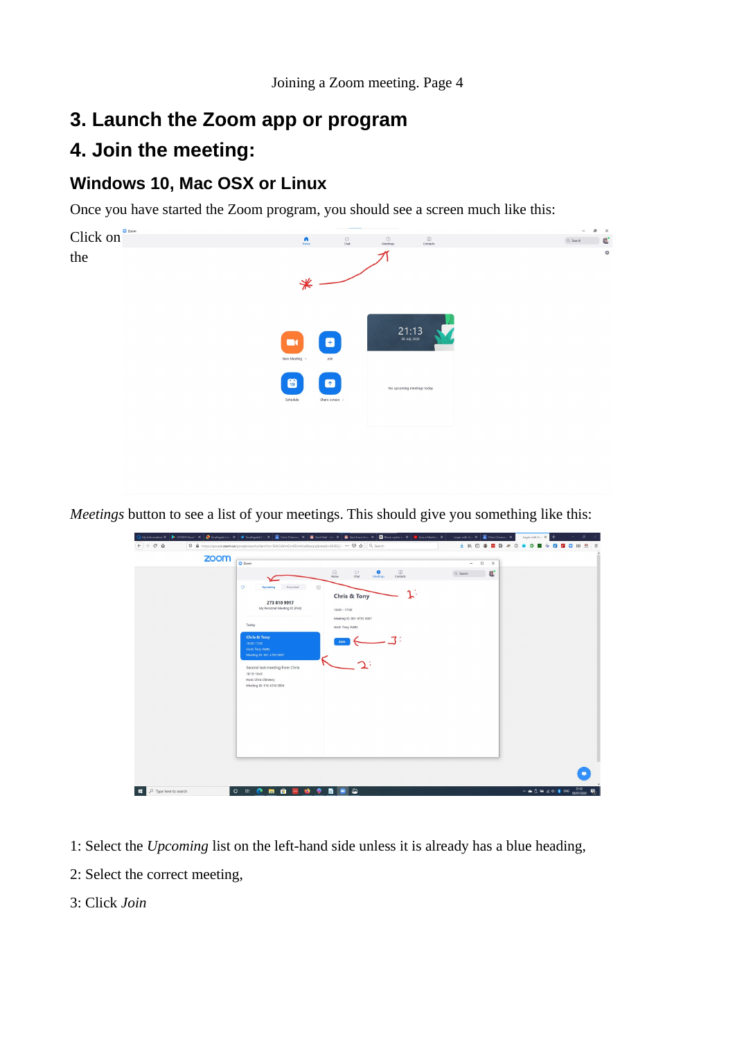## 3. Launch the Zoom app or program

## 4. Join the meeting:

### Windows 10, Mac OSX or Linux

Once you have started the Zoom program, you should see a screen much like this:

Click on the *Meetings* button to see a list of your meetings. This should give you something like this:

1: Select the *Upcoming* list on the left-hand side unless it is already has a blue heading,

2: Select the correct meeting,

3: Click *Join*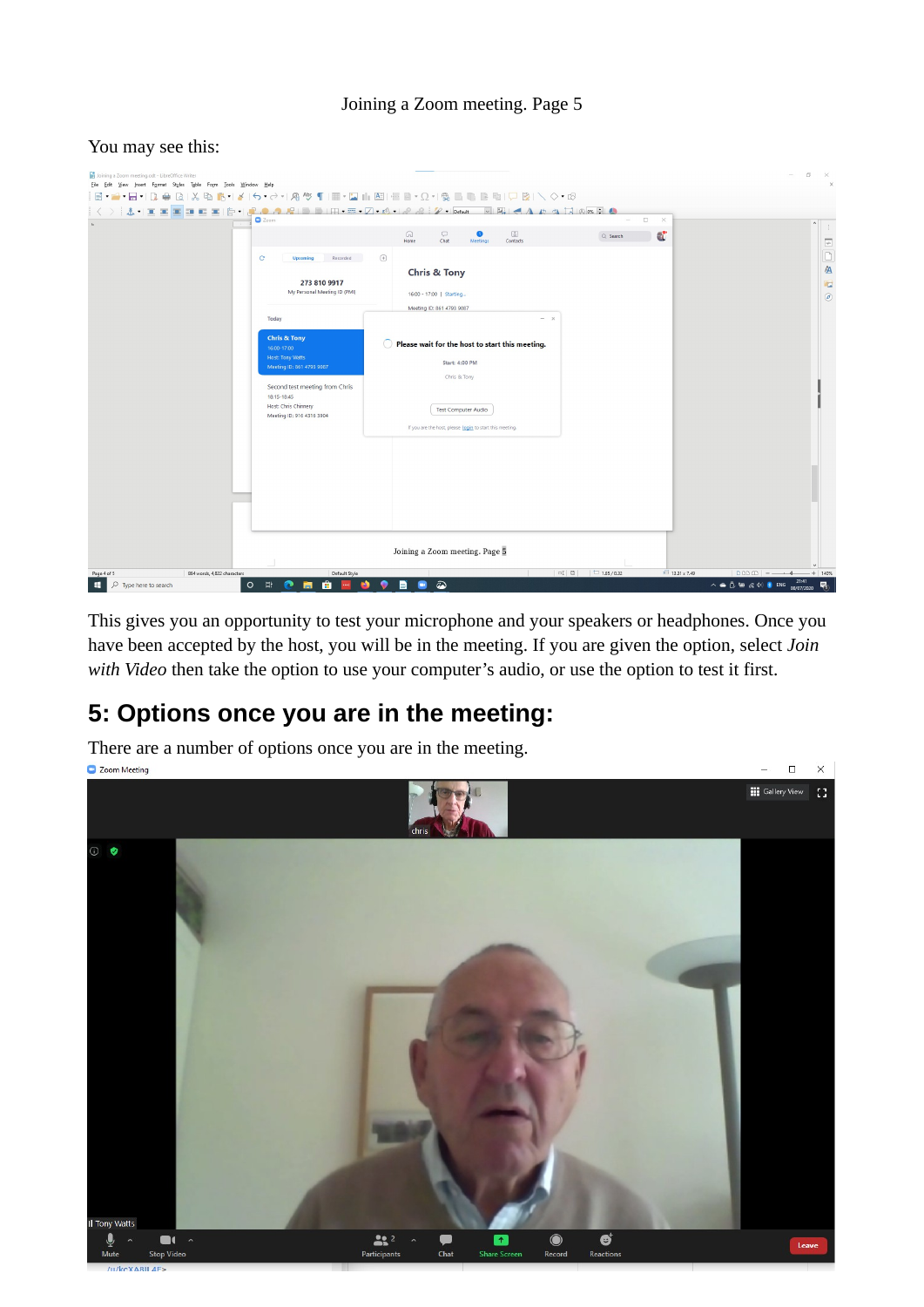You may see this:

This gives you an opportunity to test your microphone and your speakers or headphones. Once you have been accepted by the host, you will be in the meeting. If you are given the option, select *Join with Video* then take the option to use your computer's audio, or use the option to test it first.

## 5: Options once you are in the meeting:

There are a number of options once you are in the meeting.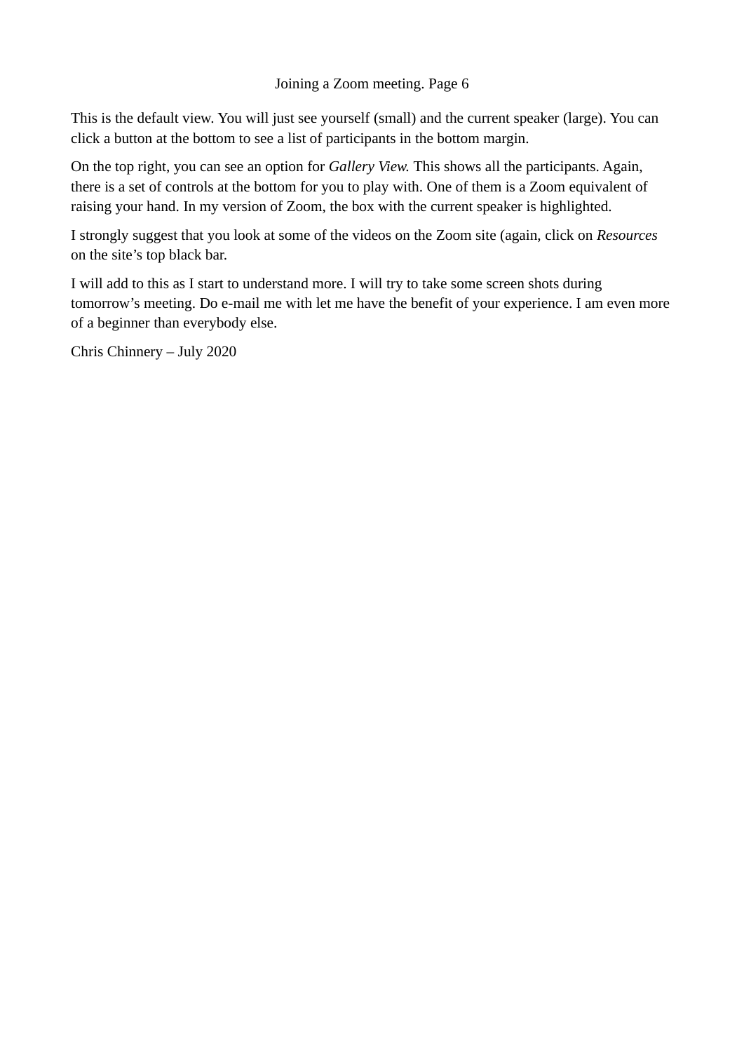This is the default view. You will just see yourself (small) and the current speaker (large). You can click a button at the bottom to see a list of participants in the bottom margin.

On the top right, you can see an option for *Gallery View.* This shows all the participants. Again, there is a set of controls at the bottom for you to play with. One of them is a Zoom equivalent of raising your hand. In my version of Zoom, the box with the current speaker is highlighted.

I strongly suggest that you look at some of the videos on the Zoom site (again, click on *Resources* on the site's top black bar.

I will add to this as I start to understand more. I will try to take some screen shots during tomorrow's meeting. Do e-mail me with let me have the benefit of your experience. I am even more of a beginner than everybody else.

Chris Chinnery – July 2020